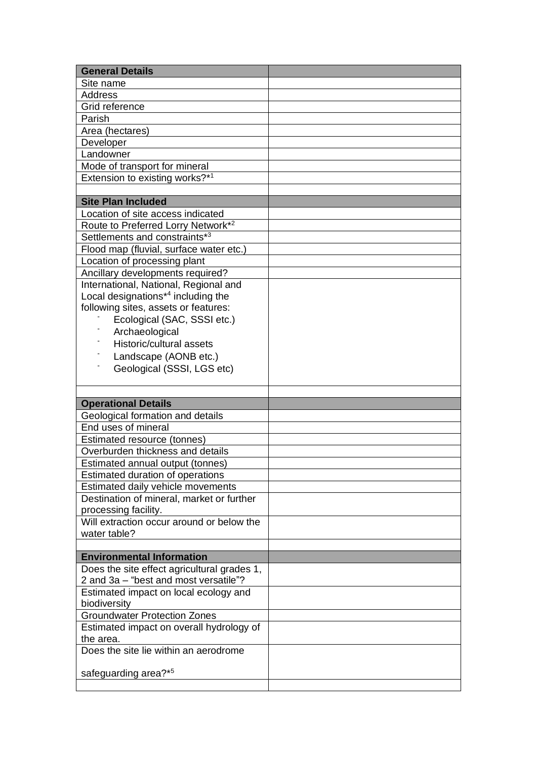| General Details | |
|---|---|
| Site name | |
| Address | |
| Grid reference | |
| Parish | |
| Area (hectares) | |
| Developer | |
| Landowner | |
| Mode of transport for mineral | |
| Extension to existing works?*[1] | |
| | |
| **Site Plan Included** | |
| Location of site access indicated | |
| Route to Preferred Lorry Network*[2] | |
| Settlements and constraints*[3] | |
| Flood map (fluvial, surface water etc.) | |
| Location of processing plant | |
| Ancillary developments required? | |
| International, National, Regional and Local designations*[4] including the following sites, assets or features: <br>- Ecological (SAC, SSSI etc.) <br>- Archaeological <br>- Historic/cultural assets <br>- Landscape (AONB etc.) <br>- Geological (SSSI, LGS etc) | |
| | |
| **Operational Details** | |
| Geological formation and details | |
| End uses of mineral | |
| Estimated resource (tonnes) | |
| Overburden thickness and details | |
| Estimated annual output (tonnes) | |
| Estimated duration of operations | |
| Estimated daily vehicle movements | |
| Destination of mineral, market or further processing facility. | |
| Will extraction occur around or below the water table? | |
| | |
| **Environmental Information** | |
| Does the site effect agricultural grades 1, 2 and 3a – "best and most versatile"? | |
| Estimated impact on local ecology and biodiversity | |
| Groundwater Protection Zones | |
| Estimated impact on overall hydrology of the area. | |
| Does the site lie within an aerodrome safeguarding area?*[5] | |
| | |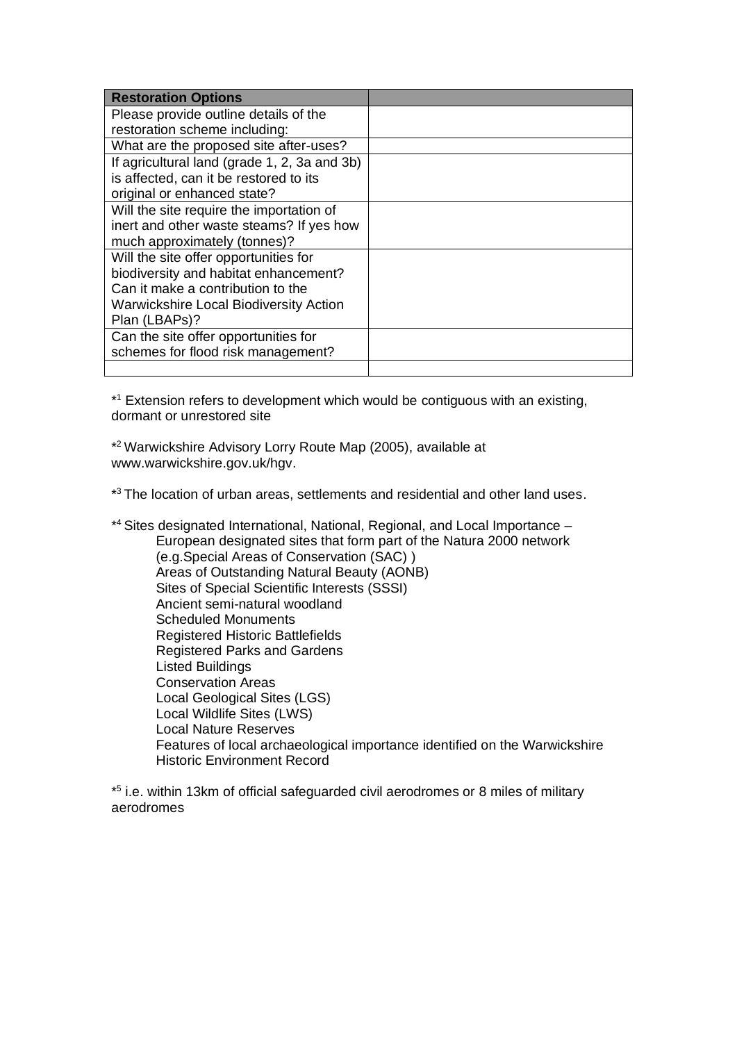| **Restoration Options** | |
|---|---|
| Please provide outline details of the restoration scheme including: | |
| What are the proposed site after-uses? | |
| If agricultural land (grade 1, 2, 3a and 3b) is affected, can it be restored to its original or enhanced state? | |
| Will the site require the importation of inert and other waste steams? If yes how much approximately (tonnes)? | |
| Will the site offer opportunities for biodiversity and habitat enhancement? Can it make a contribution to the Warwickshire Local Biodiversity Action Plan (LBAPs)? | |
| Can the site offer opportunities for schemes for flood risk management? | |
| | |

*[1] Extension refers to development which would be contiguous with an existing, dormant or unrestored site

*[2] Warwickshire Advisory Lorry Route Map (2005), available at www.warwickshire.gov.uk/hgv.

*[3] The location of urban areas, settlements and residential and other land uses.

*[4] Sites designated International, National, Regional, and Local Importance –

- European designated sites that form part of the Natura 2000 network (e.g.Special Areas of Conservation (SAC) )
- Areas of Outstanding Natural Beauty (AONB)
- Sites of Special Scientific Interests (SSSI)
- Ancient semi-natural woodland
- Scheduled Monuments
- Registered Historic Battlefields
- Registered Parks and Gardens
- Listed Buildings
- Conservation Areas
- Local Geological Sites (LGS)
- Local Wildlife Sites (LWS)
- Local Nature Reserves
- Features of local archaeological importance identified on the Warwickshire Historic Environment Record

*[5] i.e. within 13km of official safeguarded civil aerodromes or 8 miles of military aerodromes